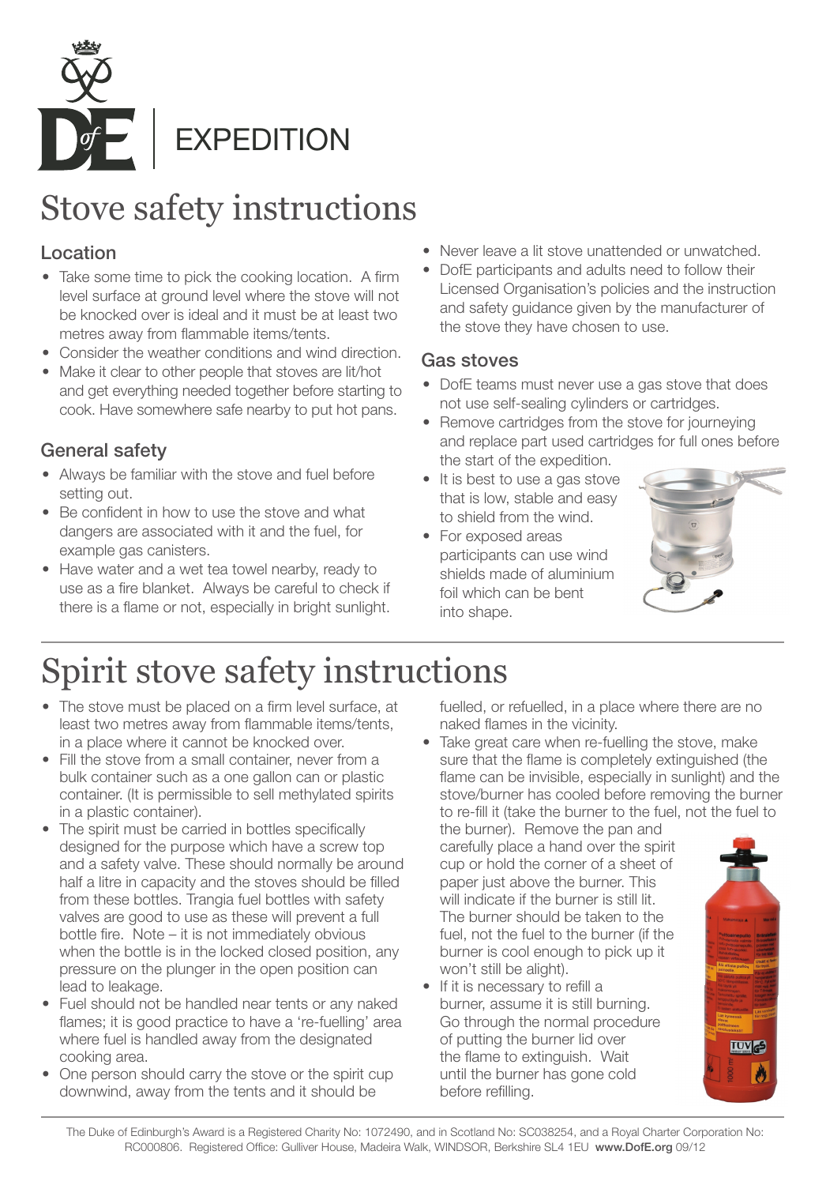EXPEDITION

# Stove safety instructions

## Location

- Take some time to pick the cooking location. A firm level surface at ground level where the stove will not be knocked over is ideal and it must be at least two metres away from flammable items/tents.
- Consider the weather conditions and wind direction.
- Make it clear to other people that stoves are lit/hot and get everything needed together before starting to cook. Have somewhere safe nearby to put hot pans.

## General safety

- Always be familiar with the stove and fuel before setting out.
- Be confident in how to use the stove and what dangers are associated with it and the fuel, for example gas canisters.
- Have water and a wet tea towel nearby, ready to use as a fire blanket. Always be careful to check if there is a flame or not, especially in bright sunlight.
- Never leave a lit stove unattended or unwatched.
- DofE participants and adults need to follow their Licensed Organisation's policies and the instruction and safety guidance given by the manufacturer of the stove they have chosen to use.

## Gas stoves

- DofE teams must never use a gas stove that does not use self-sealing cylinders or cartridges.
- Remove cartridges from the stove for journeying and replace part used cartridges for full ones before the start of the expedition.
- It is best to use a gas stove that is low, stable and easy to shield from the wind.
- For exposed areas participants can use wind shields made of aluminium foil which can be bent into shape.

# Spirit stove safety instructions

- The stove must be placed on a firm level surface, at least two metres away from flammable items/tents, in a place where it cannot be knocked over.
- Fill the stove from a small container, never from a bulk container such as a one gallon can or plastic container. (It is permissible to sell methylated spirits in a plastic container).
- The spirit must be carried in bottles specifically designed for the purpose which have a screw top and a safety valve. These should normally be around half a litre in capacity and the stoves should be filled from these bottles. Trangia fuel bottles with safety valves are good to use as these will prevent a full bottle fire. Note – it is not immediately obvious when the bottle is in the locked closed position, any pressure on the plunger in the open position can lead to leakage.
- Fuel should not be handled near tents or any naked flames; it is good practice to have a 're-fuelling' area where fuel is handled away from the designated cooking area.
- One person should carry the stove or the spirit cup downwind, away from the tents and it should be fuelled, or refuelled, in a place where there are no naked flames in the vicinity.
- Take great care when re-fuelling the stove, make sure that the flame is completely extinguished (the flame can be invisible, especially in sunlight) and the stove/burner has cooled before removing the burner to re-fill it (take the burner to the fuel, not the fuel to the burner). Remove the pan and carefully place a hand over the spirit cup or hold the corner of a sheet of paper just above the burner. This will indicate if the burner is still lit. The burner should be taken to the fuel, not the fuel to the burner (if the burner is cool enough to pick up it won't still be alight).
- If it is necessary to refill a burner, assume it is still burning. Go through the normal procedure of putting the burner lid over the flame to extinguish. Wait until the burner has gone cold before refilling.

The Duke of Edinburgh's Award is a Registered Charity No: 1072490, and in Scotland No: SC038254, and a Royal Charter Corporation No: RC000806. Registered Office: Gulliver House, Madeira Walk, WINDSOR, Berkshire SL4 1EU **www.DofE.org** 09/12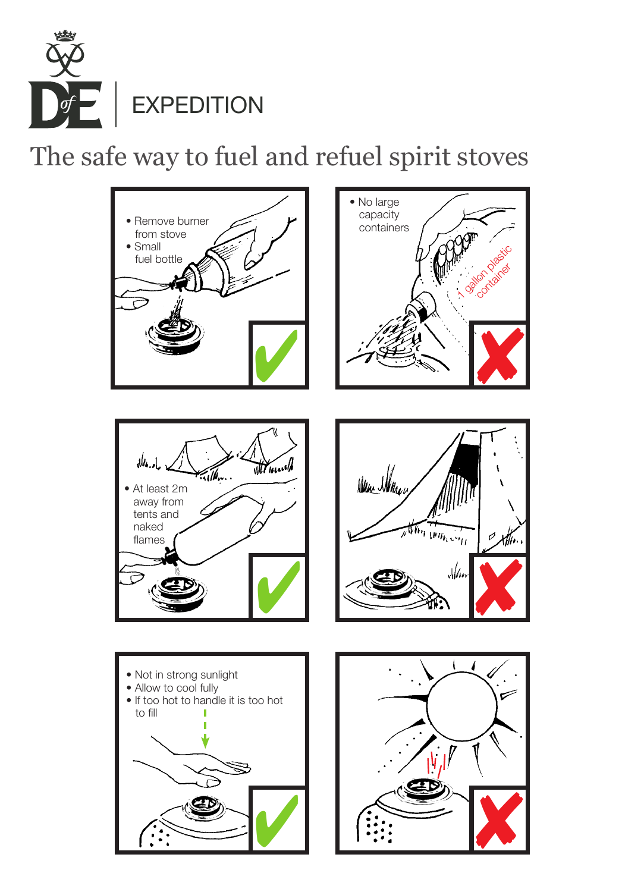EXPEDITION

# The safe way to fuel and refuel spirit stoves

- Remove burner from stove
- Small fuel bottle

- No large capacity containers

1 gallon plastic container

- At least 2m away from tents and naked flames

- Not in strong sunlight
- Allow to cool fully
- If too hot to handle it is too hot to fill